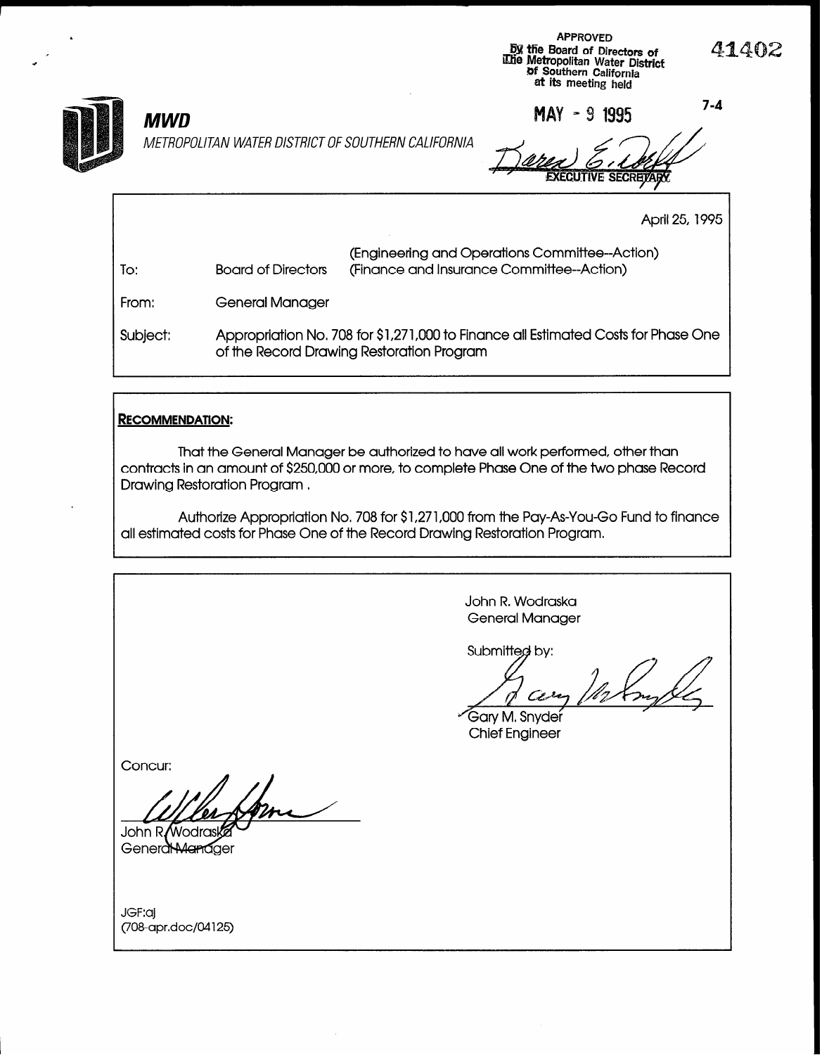APPROVED
By the Board of Directors of
The Metropolitan Water District
of Southern California
at its meeting held

MAY - 9 1995

EXECUTIVE SECRETARY

41402

7-4

**MWD**

*METROPOLITAN WATER DISTRICT OF SOUTHERN CALIFORNIA*

April 25, 1995

| | | |
|---|---|---|
| To: | Board of Directors | (Engineering and Operations Committee--Action) (Finance and Insurance Committee--Action) |
| From: | General Manager | |
| Subject: | Appropriation No. 708 for $1,271,000 to Finance all Estimated Costs for Phase One of the Record Drawing Restoration Program | |

**RECOMMENDATION:**

That the General Manager be authorized to have all work performed, other than contracts in an amount of $250,000 or more, to complete Phase One of the two phase Record Drawing Restoration Program .

Authorize Appropriation No. 708 for $1,271,000 from the Pay-As-You-Go Fund to finance all estimated costs for Phase One of the Record Drawing Restoration Program.

John R. Wodraska
General Manager

Submitted by:

Gary M. Snyder
Chief Engineer

Concur:

John R. Wodraska
General Manager

JGF:aj
(708-apr.doc/04125)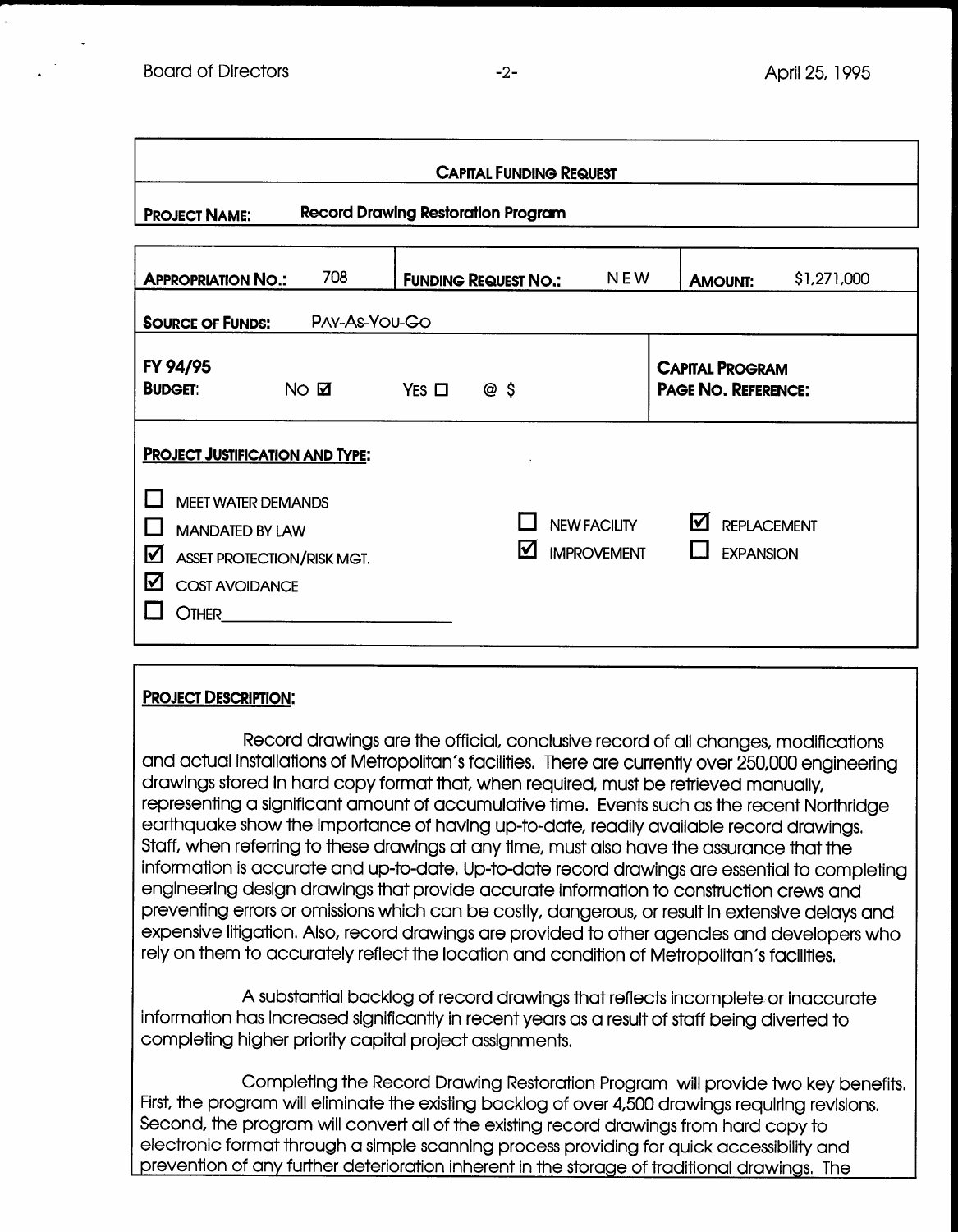## CAPITAL FUNDING REQUEST

**PROJECT NAME:** Record Drawing Restoration Program

| **APPROPRIATION NO.:** 708 | **FUNDING REQUEST NO.:** NEW | **AMOUNT:** $1,271,000 |
|---|---|---|
| **SOURCE OF FUNDS:** PAY-AS-YOU-GO | | |
| **FY 94/95 BUDGET:** NO ☑ YES ☐ @ $ | | **CAPITAL PROGRAM PAGE NO. REFERENCE:** |

**PROJECT JUSTIFICATION AND TYPE:**

- ☐ MEET WATER DEMANDS
- ☐ MANDATED BY LAW
- ☑ ASSET PROTECTION/RISK MGT.
- ☑ COST AVOIDANCE
- ☐ OTHER\_\_\_\_\_\_\_\_\_\_\_\_\_\_\_\_\_\_\_\_

- ☐ NEW FACILITY
- ☑ IMPROVEMENT
- ☑ REPLACEMENT
- ☐ EXPANSION

**PROJECT DESCRIPTION:**

Record drawings are the official, conclusive record of all changes, modifications and actual installations of Metropolitan's facilities. There are currently over 250,000 engineering drawings stored in hard copy format that, when required, must be retrieved manually, representing a significant amount of accumulative time. Events such as the recent Northridge earthquake show the importance of having up-to-date, readily available record drawings. Staff, when referring to these drawings at any time, must also have the assurance that the information is accurate and up-to-date. Up-to-date record drawings are essential to completing engineering design drawings that provide accurate information to construction crews and preventing errors or omissions which can be costly, dangerous, or result in extensive delays and expensive litigation. Also, record drawings are provided to other agencies and developers who rely on them to accurately reflect the location and condition of Metropolitan's facilities.

A substantial backlog of record drawings that reflects incomplete or inaccurate information has increased significantly in recent years as a result of staff being diverted to completing higher priority capital project assignments.

Completing the Record Drawing Restoration Program will provide two key benefits. First, the program will eliminate the existing backlog of over 4,500 drawings requiring revisions. Second, the program will convert all of the existing record drawings from hard copy to electronic format through a simple scanning process providing for quick accessibility and prevention of any further deterioration inherent in the storage of traditional drawings. The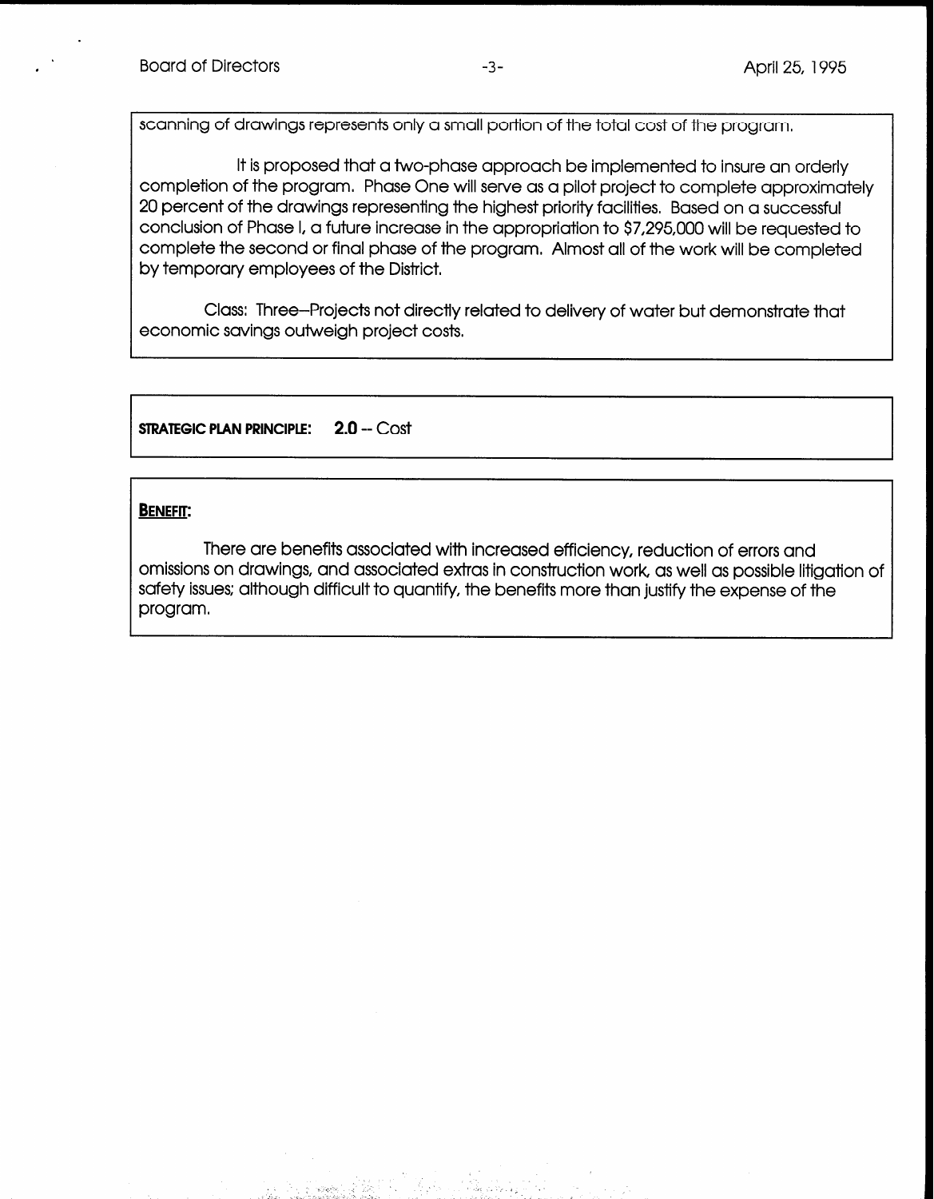scanning of drawings represents only a small portion of the total cost of the program.

It is proposed that a two-phase approach be implemented to insure an orderly completion of the program. Phase One will serve as a pilot project to complete approximately 20 percent of the drawings representing the highest priority facilities. Based on a successful conclusion of Phase I, a future increase in the appropriation to $7,295,000 will be requested to complete the second or final phase of the program. Almost all of the work will be completed by temporary employees of the District.

Class: Three--Projects not directly related to delivery of water but demonstrate that economic savings outweigh project costs.

**STRATEGIC PLAN PRINCIPLE:** **2.0** -- Cost

**BENEFIT:**

There are benefits associated with increased efficiency, reduction of errors and omissions on drawings, and associated extras in construction work, as well as possible litigation of safety issues; although difficult to quantify, the benefits more than justify the expense of the program.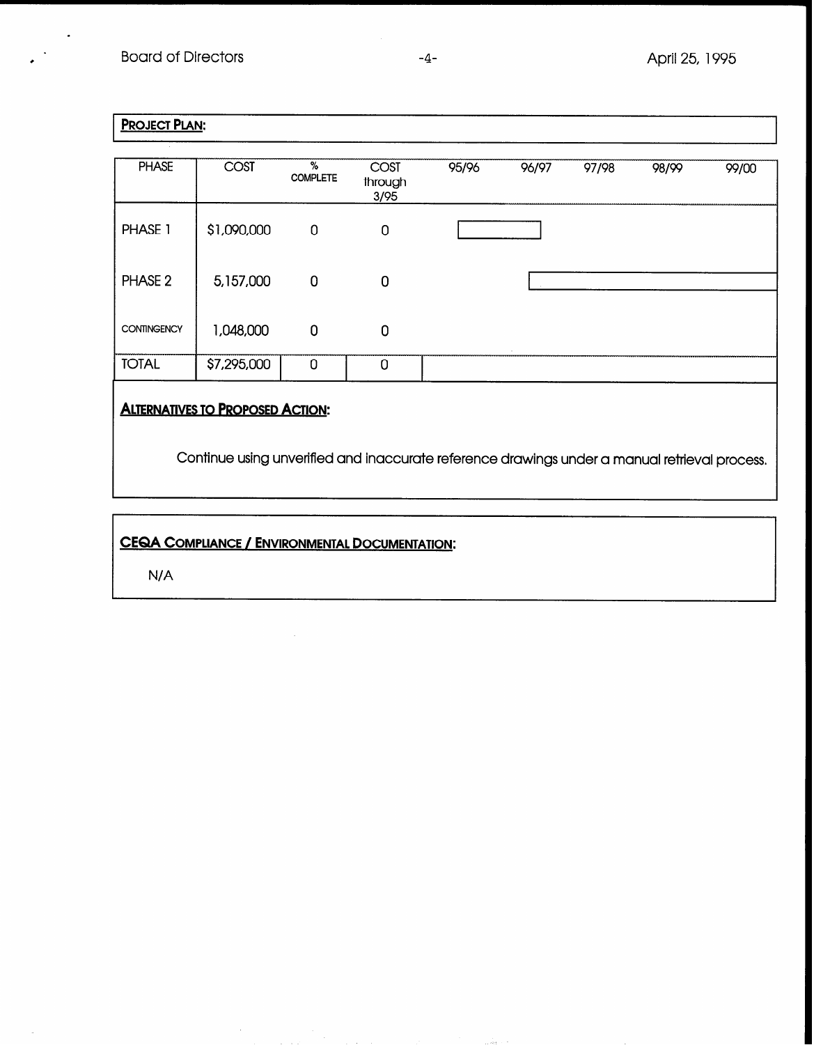**PROJECT PLAN:**

| PHASE | COST | % COMPLETE | COST through 3/95 | 95/96 | 96/97 | 97/98 | 98/99 | 99/00 |
|---|---|---|---|---|---|---|---|---|
| PHASE 1 | $1,090,000 | 0 | 0 | | | | | |
| PHASE 2 | 5,157,000 | 0 | 0 | | | | | |
| CONTINGENCY | 1,048,000 | 0 | 0 | | | | | |
| TOTAL | $7,295,000 | 0 | 0 | | | | | |

**ALTERNATIVES TO PROPOSED ACTION:**

Continue using unverified and inaccurate reference drawings under a manual retrieval process.

**CEQA COMPLIANCE / ENVIRONMENTAL DOCUMENTATION:**

N/A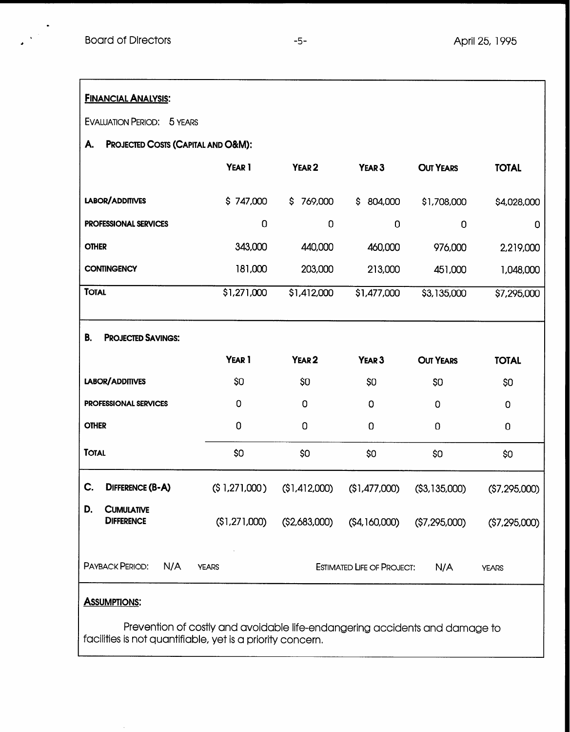**FINANCIAL ANALYSIS:**

EVALUATION PERIOD: 5 YEARS

**A. PROJECTED COSTS (CAPITAL AND O&M):**

| | YEAR 1 | YEAR 2 | YEAR 3 | OUT YEARS | TOTAL |
|---|---|---|---|---|---|
| LABOR/ADDITIVES | $ 747,000 | $ 769,000 | $ 804,000 | $1,708,000 | $4,028,000 |
| PROFESSIONAL SERVICES | 0 | 0 | 0 | 0 | 0 |
| OTHER | 343,000 | 440,000 | 460,000 | 976,000 | 2,219,000 |
| CONTINGENCY | 181,000 | 203,000 | 213,000 | 451,000 | 1,048,000 |
| TOTAL | $1,271,000 | $1,412,000 | $1,477,000 | $3,135,000 | $7,295,000 |

**B. PROJECTED SAVINGS:**

| | YEAR 1 | YEAR 2 | YEAR 3 | OUT YEARS | TOTAL |
|---|---|---|---|---|---|
| LABOR/ADDITIVES | $0 | $0 | $0 | $0 | $0 |
| PROFESSIONAL SERVICES | 0 | 0 | 0 | 0 | 0 |
| OTHER | 0 | 0 | 0 | 0 | 0 |
| TOTAL | $0 | $0 | $0 | $0 | $0 |

| | YEAR 1 | YEAR 2 | YEAR 3 | OUT YEARS | TOTAL |
|---|---|---|---|---|---|
| C. DIFFERENCE (B-A) | ($ 1,271,000) | ($1,412,000) | ($1,477,000) | ($3,135,000) | ($7,295,000) |
| D. CUMULATIVE DIFFERENCE | ($1,271,000) | ($2,683,000) | ($4,160,000) | ($7,295,000) | ($7,295,000) |

PAYBACK PERIOD: N/A YEARS ESTIMATED LIFE OF PROJECT: N/A YEARS

**ASSUMPTIONS:**

Prevention of costly and avoidable life-endangering accidents and damage to facilities is not quantifiable, yet is a priority concern.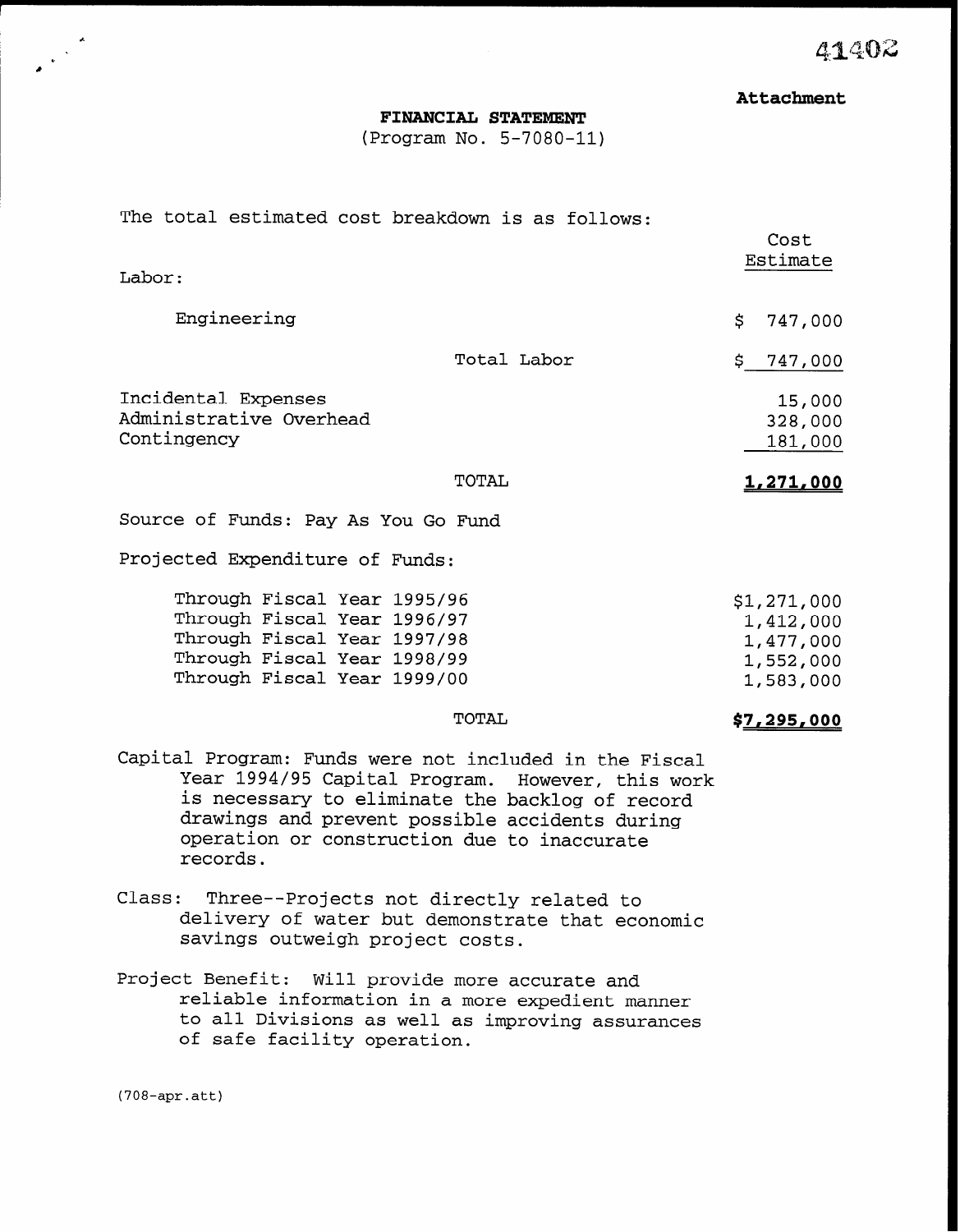41402

**Attachment**

**FINANCIAL STATEMENT**
(Program No. 5-7080-11)

The total estimated cost breakdown is as follows:

| | | Cost Estimate |
|---|---|---|
| Labor: | | |
| Engineering | | $ 747,000 |
| | Total Labor | $ 747,000 |
| Incidental Expenses | | 15,000 |
| Administrative Overhead | | 328,000 |
| Contingency | | 181,000 |
| | TOTAL | **1,271,000** |

Source of Funds: Pay As You Go Fund

Projected Expenditure of Funds:

| | | |
|---|---|---|
| Through Fiscal Year 1995/96 | | $1,271,000 |
| Through Fiscal Year 1996/97 | | 1,412,000 |
| Through Fiscal Year 1997/98 | | 1,477,000 |
| Through Fiscal Year 1998/99 | | 1,552,000 |
| Through Fiscal Year 1999/00 | | 1,583,000 |
| | TOTAL | **$7,295,000** |

Capital Program: Funds were not included in the Fiscal Year 1994/95 Capital Program. However, this work is necessary to eliminate the backlog of record drawings and prevent possible accidents during operation or construction due to inaccurate records.

Class: Three--Projects not directly related to delivery of water but demonstrate that economic savings outweigh project costs.

Project Benefit: Will provide more accurate and reliable information in a more expedient manner to all Divisions as well as improving assurances of safe facility operation.

(708-apr.att)